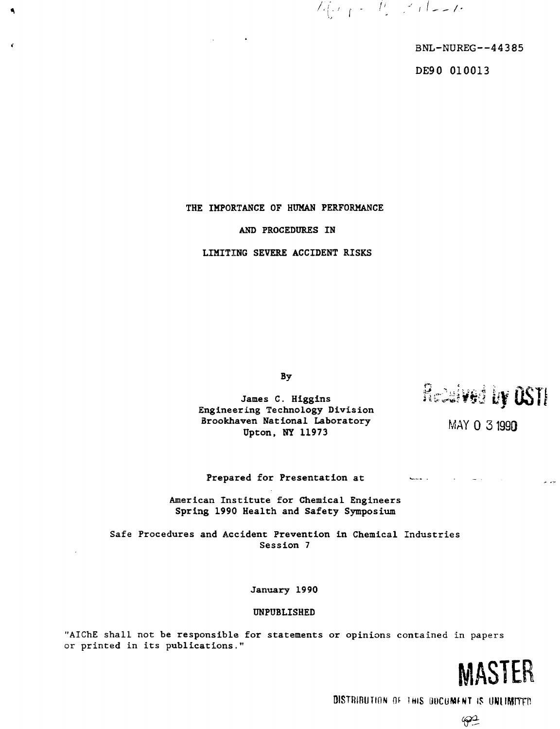BNL-NUREG--44385

DE90 010013

# THE IMPORTANCE OF HUMAN PERFORMANCE AND PROCEDURES IN LIMITING SEVERE ACCIDENT RISKS

By

James C. Higgins
Engineering Technology Division
Brookhaven National Laboratory
Upton, NY 11973

Received by OSTI

MAY 0 3 1990

Prepared for Presentation at

American Institute for Chemical Engineers
Spring 1990 Health and Safety Symposium

Safe Procedures and Accident Prevention in Chemical Industries
Session 7

January 1990

UNPUBLISHED

"AIChE shall not be responsible for statements or opinions contained in papers or printed in its publications."

MASTER

DISTRIBUTION OF THIS DOCUMENT IS UNLIMITED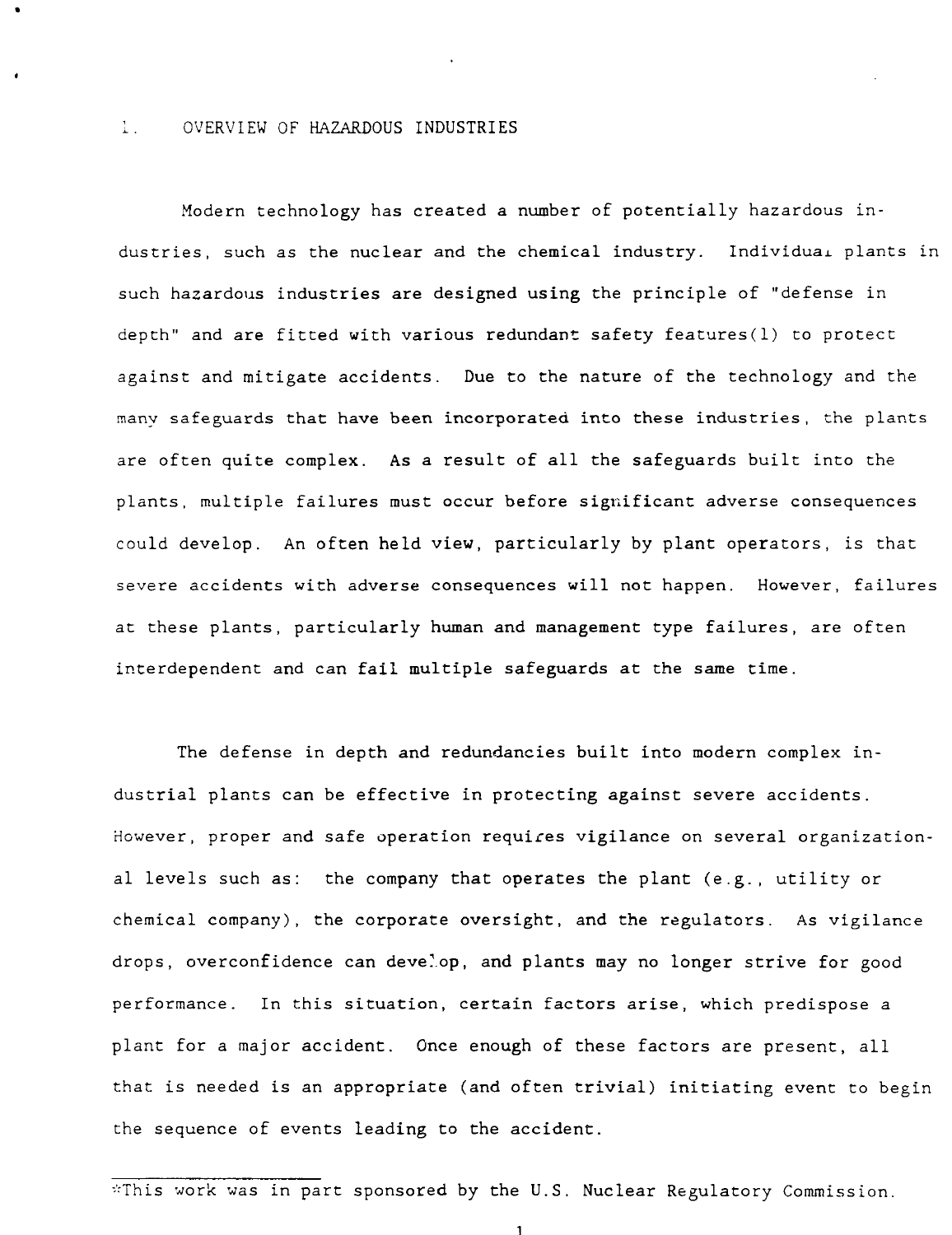# 1. OVERVIEW OF HAZARDOUS INDUSTRIES

Modern technology has created a number of potentially hazardous industries, such as the nuclear and the chemical industry. Individual plants in such hazardous industries are designed using the principle of "defense in depth" and are fitted with various redundant safety features(1) to protect against and mitigate accidents. Due to the nature of the technology and the many safeguards that have been incorporated into these industries, the plants are often quite complex. As a result of all the safeguards built into the plants, multiple failures must occur before significant adverse consequences could develop. An often held view, particularly by plant operators, is that severe accidents with adverse consequences will not happen. However, failures at these plants, particularly human and management type failures, are often interdependent and can fail multiple safeguards at the same time.

The defense in depth and redundancies built into modern complex industrial plants can be effective in protecting against severe accidents. However, proper and safe operation requires vigilance on several organizational levels such as: the company that operates the plant (e.g., utility or chemical company), the corporate oversight, and the regulators. As vigilance drops, overconfidence can develop, and plants may no longer strive for good performance. In this situation, certain factors arise, which predispose a plant for a major accident. Once enough of these factors are present, all that is needed is an appropriate (and often trivial) initiating event to begin the sequence of events leading to the accident.

*This work was in part sponsored by the U.S. Nuclear Regulatory Commission.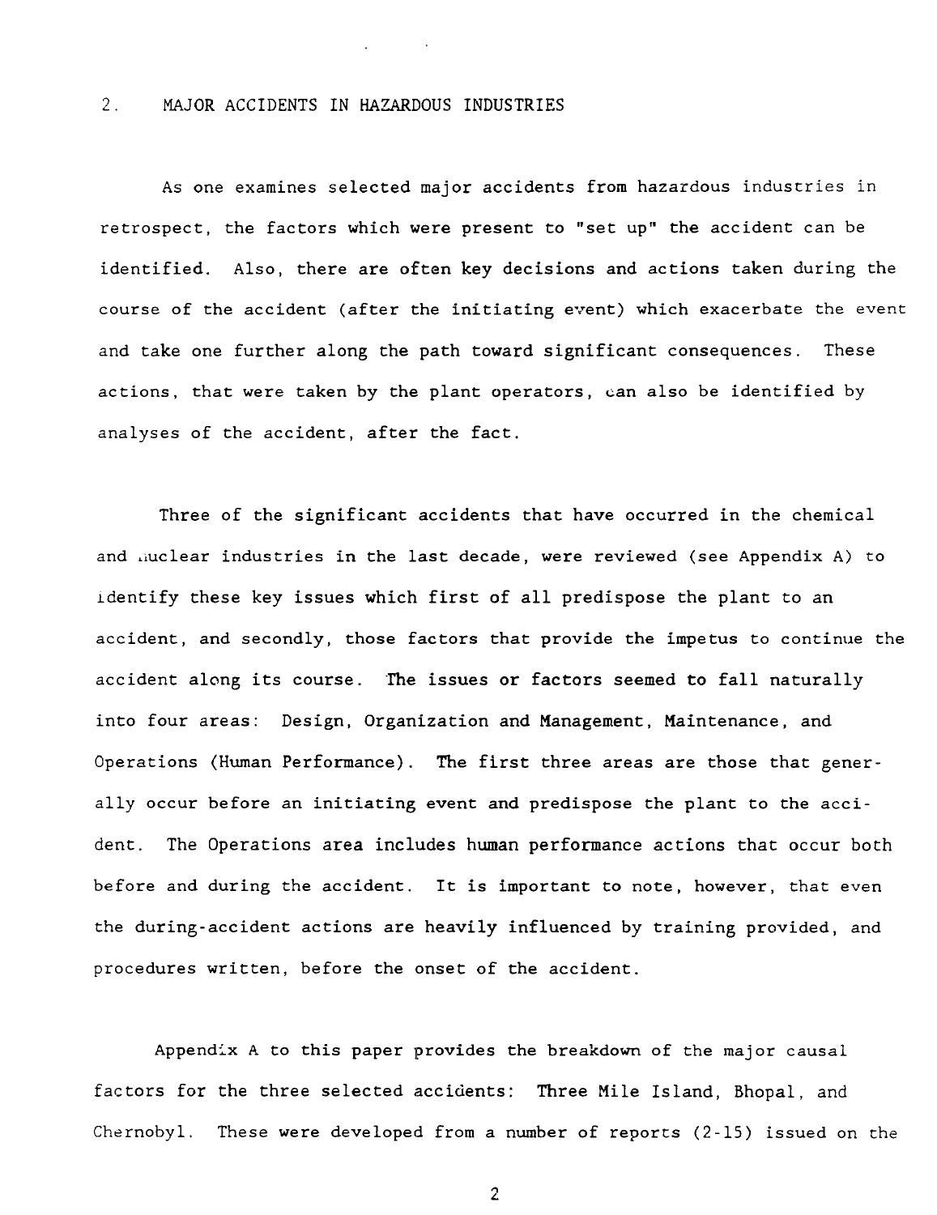## 2. MAJOR ACCIDENTS IN HAZARDOUS INDUSTRIES

As one examines selected major accidents from hazardous industries in retrospect, the factors which were present to "set up" the accident can be identified. Also, there are often key decisions and actions taken during the course of the accident (after the initiating event) which exacerbate the event and take one further along the path toward significant consequences. These actions, that were taken by the plant operators, can also be identified by analyses of the accident, after the fact.

Three of the significant accidents that have occurred in the chemical and nuclear industries in the last decade, were reviewed (see Appendix A) to identify these key issues which first of all predispose the plant to an accident, and secondly, those factors that provide the impetus to continue the accident along its course. The issues or factors seemed to fall naturally into four areas: Design, Organization and Management, Maintenance, and Operations (Human Performance). The first three areas are those that generally occur before an initiating event and predispose the plant to the accident. The Operations area includes human performance actions that occur both before and during the accident. It is important to note, however, that even the during-accident actions are heavily influenced by training provided, and procedures written, before the onset of the accident.

Appendix A to this paper provides the breakdown of the major causal factors for the three selected accidents: Three Mile Island, Bhopal, and Chernobyl. These were developed from a number of reports (2-15) issued on the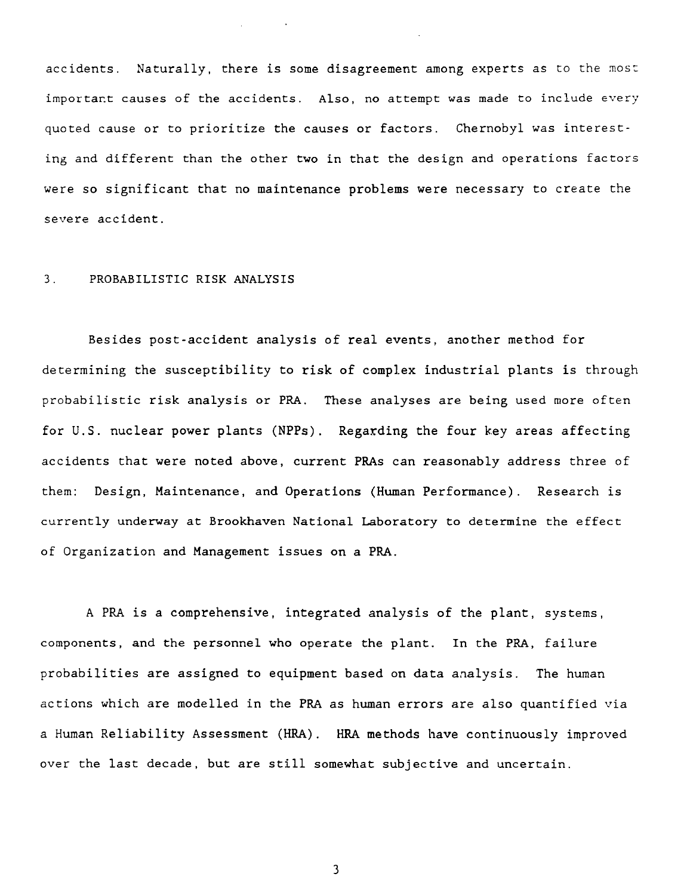accidents. Naturally, there is some disagreement among experts as to the most important causes of the accidents. Also, no attempt was made to include every quoted cause or to prioritize the causes or factors. Chernobyl was interesting and different than the other two in that the design and operations factors were so significant that no maintenance problems were necessary to create the severe accident.

## 3. PROBABILISTIC RISK ANALYSIS

Besides post-accident analysis of real events, another method for determining the susceptibility to risk of complex industrial plants is through probabilistic risk analysis or PRA. These analyses are being used more often for U.S. nuclear power plants (NPPs). Regarding the four key areas affecting accidents that were noted above, current PRAs can reasonably address three of them: Design, Maintenance, and Operations (Human Performance). Research is currently underway at Brookhaven National Laboratory to determine the effect of Organization and Management issues on a PRA.

A PRA is a comprehensive, integrated analysis of the plant, systems, components, and the personnel who operate the plant. In the PRA, failure probabilities are assigned to equipment based on data analysis. The human actions which are modelled in the PRA as human errors are also quantified via a Human Reliability Assessment (HRA). HRA methods have continuously improved over the last decade, but are still somewhat subjective and uncertain.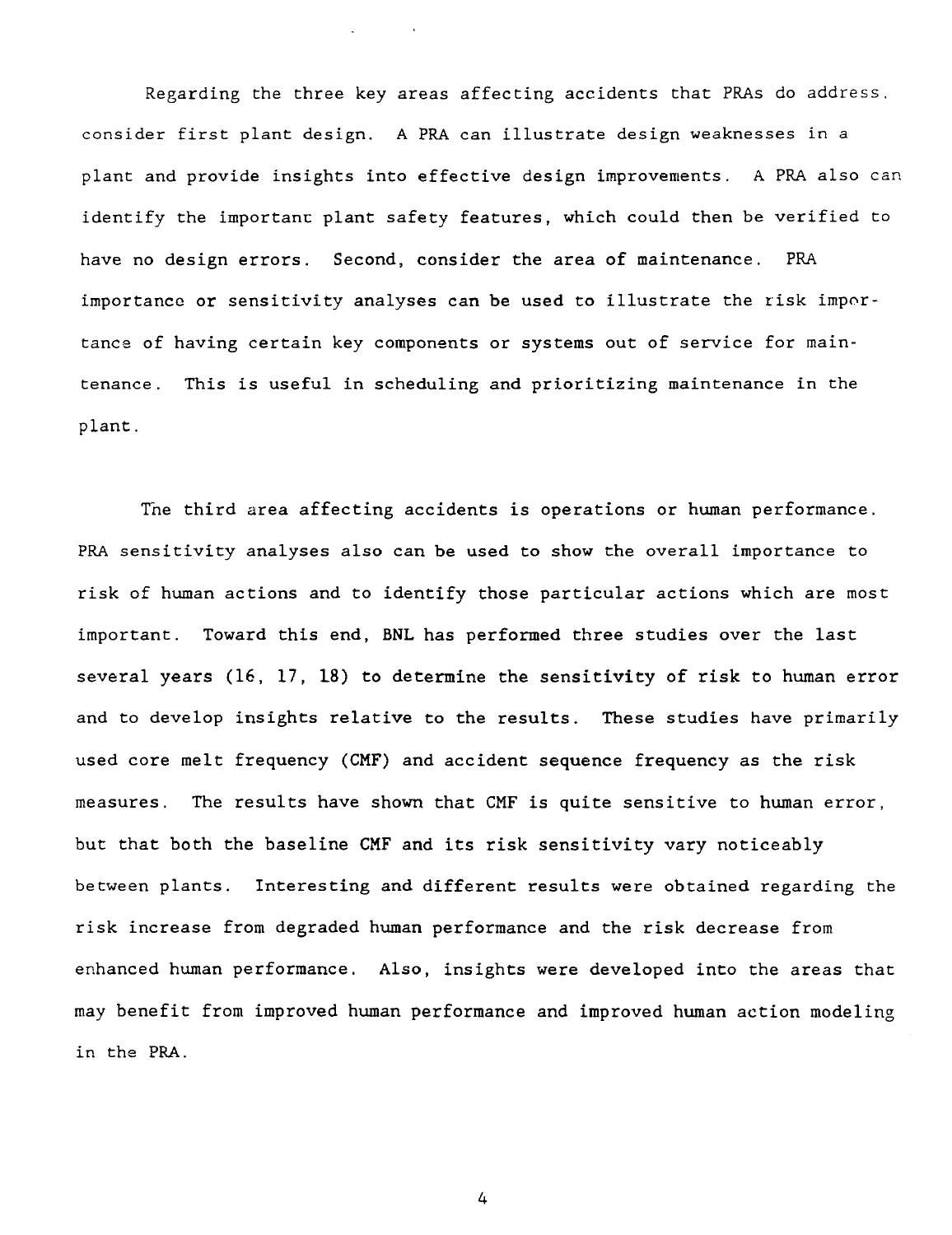Regarding the three key areas affecting accidents that PRAs do address, consider first plant design. A PRA can illustrate design weaknesses in a plant and provide insights into effective design improvements. A PRA also can identify the important plant safety features, which could then be verified to have no design errors. Second, consider the area of maintenance. PRA importance or sensitivity analyses can be used to illustrate the risk importance of having certain key components or systems out of service for maintenance. This is useful in scheduling and prioritizing maintenance in the plant.

The third area affecting accidents is operations or human performance. PRA sensitivity analyses also can be used to show the overall importance to risk of human actions and to identify those particular actions which are most important. Toward this end, BNL has performed three studies over the last several years (16, 17, 18) to determine the sensitivity of risk to human error and to develop insights relative to the results. These studies have primarily used core melt frequency (CMF) and accident sequence frequency as the risk measures. The results have shown that CMF is quite sensitive to human error, but that both the baseline CMF and its risk sensitivity vary noticeably between plants. Interesting and different results were obtained regarding the risk increase from degraded human performance and the risk decrease from enhanced human performance. Also, insights were developed into the areas that may benefit from improved human performance and improved human action modeling in the PRA.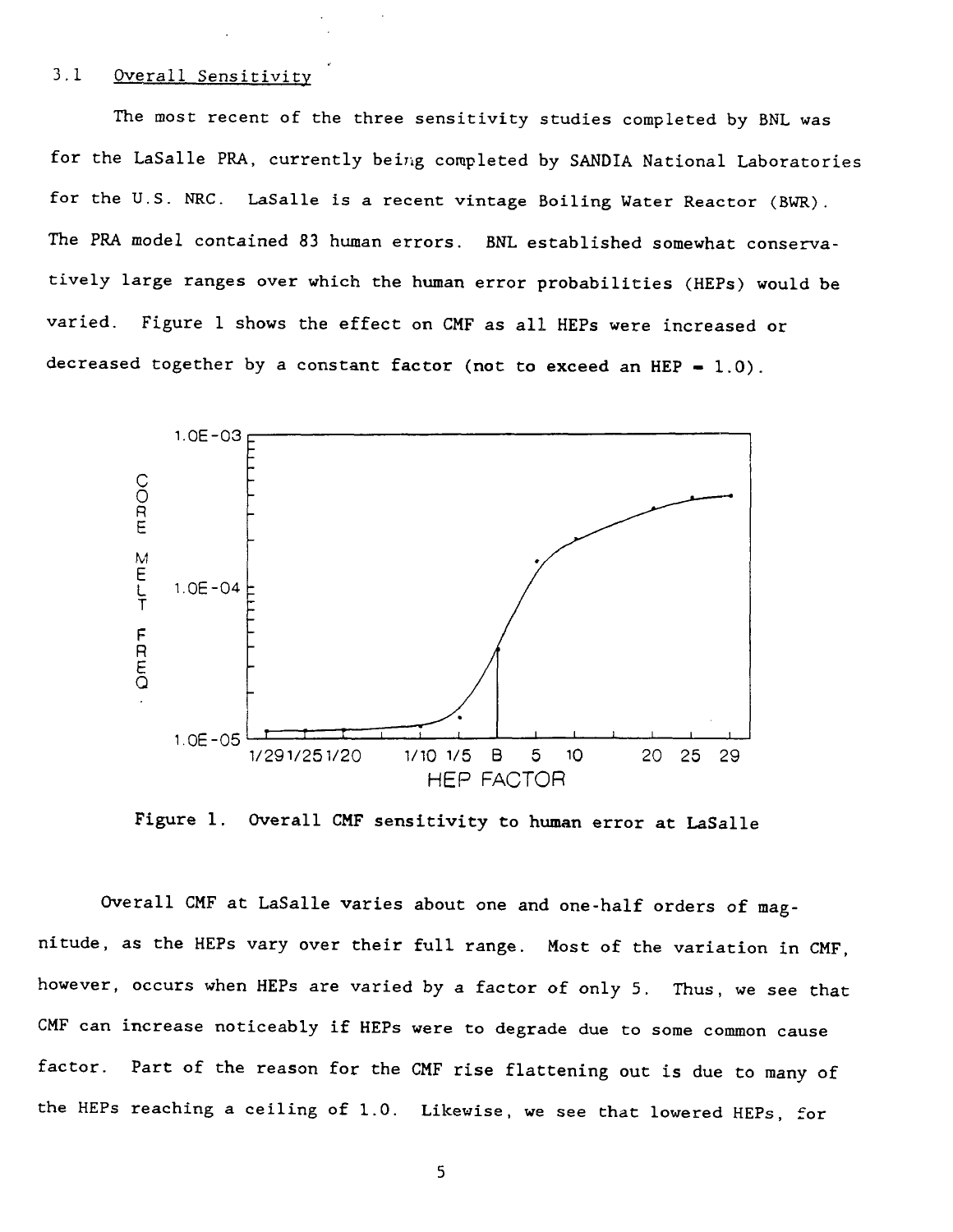### 3.1 Overall Sensitivity

The most recent of the three sensitivity studies completed by BNL was for the LaSalle PRA, currently being completed by SANDIA National Laboratories for the U.S. NRC. LaSalle is a recent vintage Boiling Water Reactor (BWR). The PRA model contained 83 human errors. BNL established somewhat conservatively large ranges over which the human error probabilities (HEPs) would be varied. Figure 1 shows the effect on CMF as all HEPs were increased or decreased together by a constant factor (not to exceed an HEP = 1.0).

Figure 1. Overall CMF sensitivity to human error at LaSalle

Overall CMF at LaSalle varies about one and one-half orders of magnitude, as the HEPs vary over their full range. Most of the variation in CMF, however, occurs when HEPs are varied by a factor of only 5. Thus, we see that CMF can increase noticeably if HEPs were to degrade due to some common cause factor. Part of the reason for the CMF rise flattening out is due to many of the HEPs reaching a ceiling of 1.0. Likewise, we see that lowered HEPs, for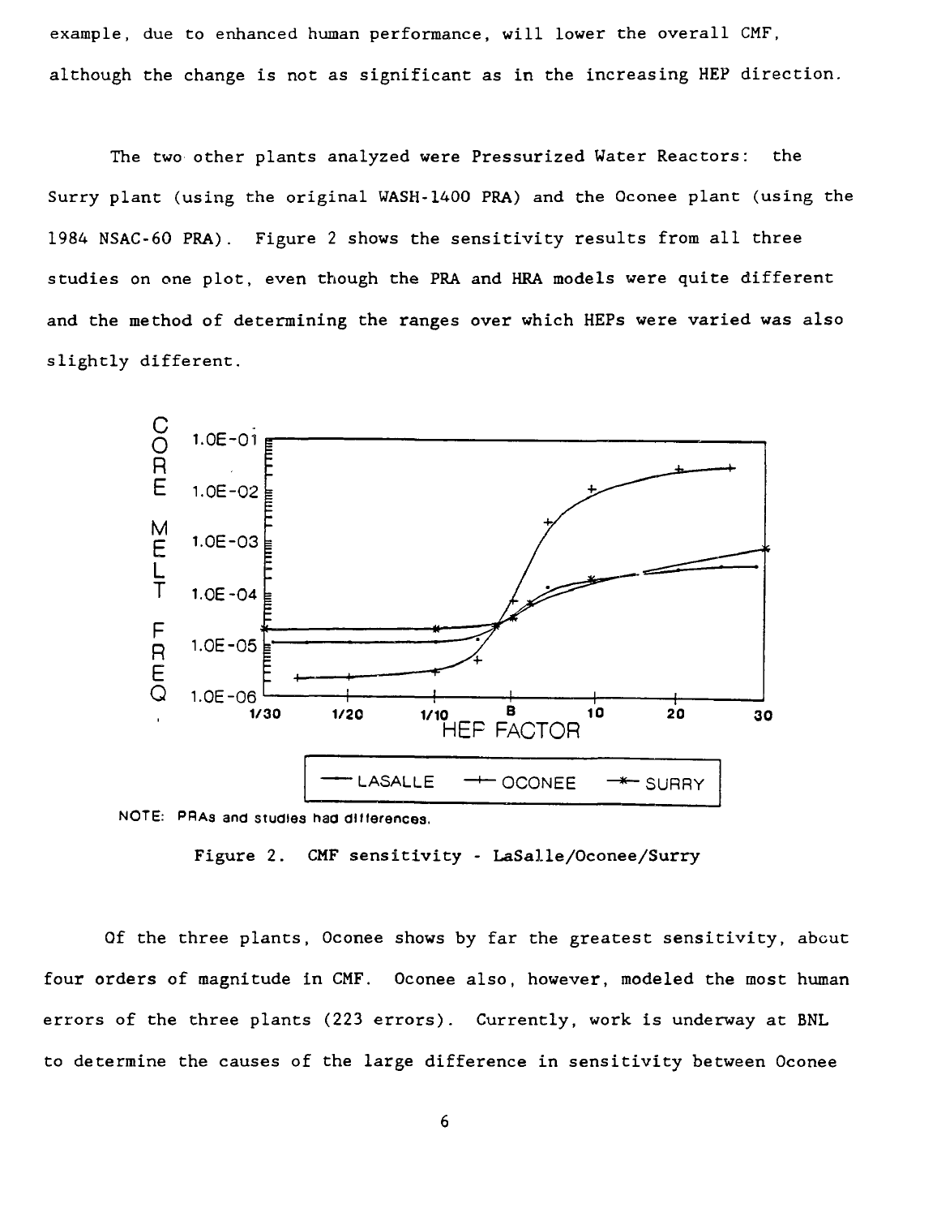example, due to enhanced human performance, will lower the overall CMF, although the change is not as significant as in the increasing HEP direction.

The two other plants analyzed were Pressurized Water Reactors: the Surry plant (using the original WASH-1400 PRA) and the Oconee plant (using the 1984 NSAC-60 PRA). Figure 2 shows the sensitivity results from all three studies on one plot, even though the PRA and HRA models were quite different and the method of determining the ranges over which HEPs were varied was also slightly different.

NOTE: PRAs and studies had differences.

Figure 2. CMF sensitivity - LaSalle/Oconee/Surry

Of the three plants, Oconee shows by far the greatest sensitivity, about four orders of magnitude in CMF. Oconee also, however, modeled the most human errors of the three plants (223 errors). Currently, work is underway at BNL to determine the causes of the large difference in sensitivity between Oconee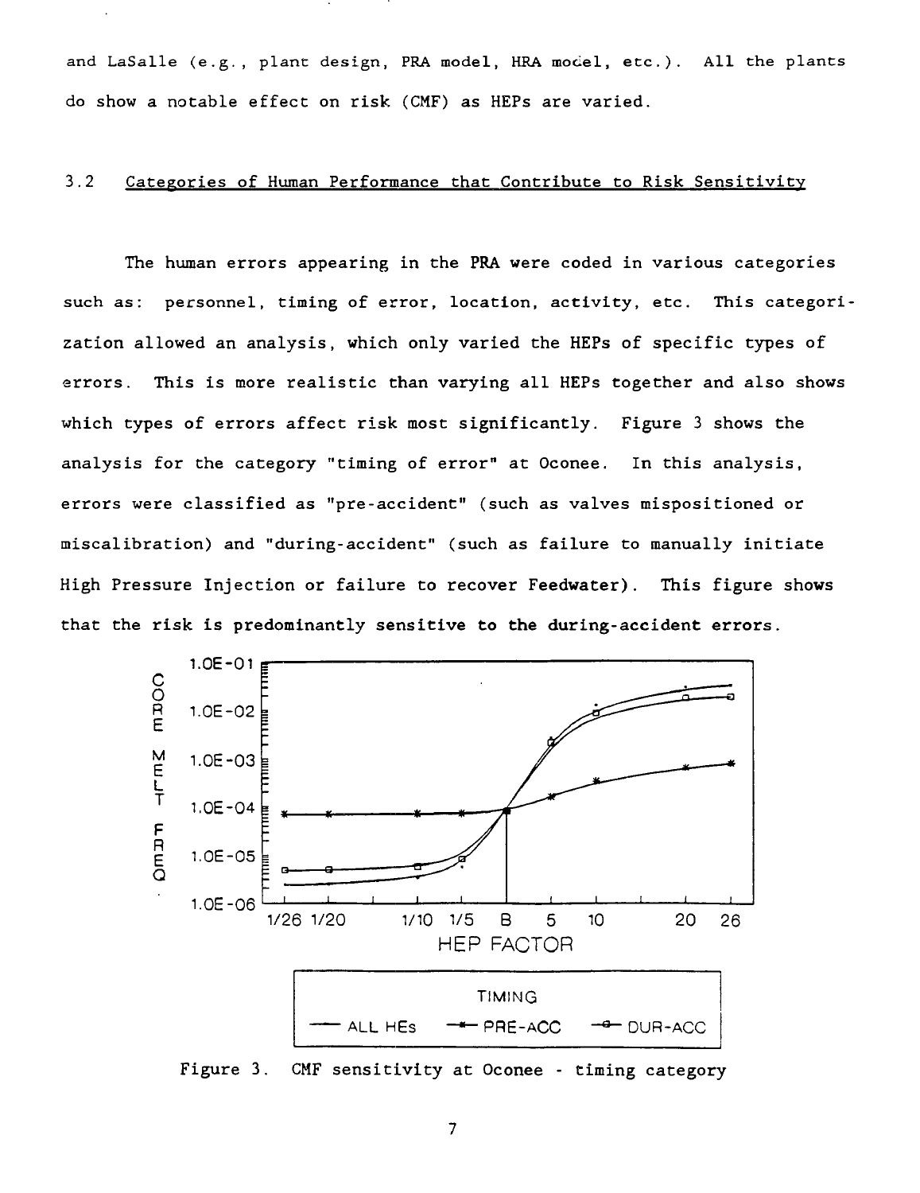and LaSalle (e.g., plant design, PRA model, HRA model, etc.). All the plants do show a notable effect on risk (CMF) as HEPs are varied.

## 3.2 Categories of Human Performance that Contribute to Risk Sensitivity

The human errors appearing in the PRA were coded in various categories such as: personnel, timing of error, location, activity, etc. This categorization allowed an analysis, which only varied the HEPs of specific types of errors. This is more realistic than varying all HEPs together and also shows which types of errors affect risk most significantly. Figure 3 shows the analysis for the category "timing of error" at Oconee. In this analysis, errors were classified as "pre-accident" (such as valves mispositioned or miscalibration) and "during-accident" (such as failure to manually initiate High Pressure Injection or failure to recover Feedwater). This figure shows that the risk is predominantly sensitive to the during-accident errors.

Figure 3. CMF sensitivity at Oconee - timing category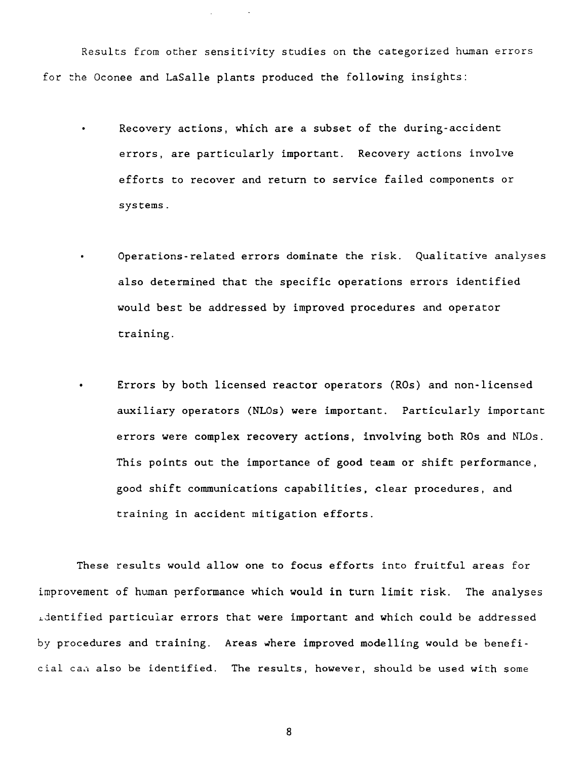Results from other sensitivity studies on the categorized human errors for the Oconee and LaSalle plants produced the following insights:

- Recovery actions, which are a subset of the during-accident errors, are particularly important. Recovery actions involve efforts to recover and return to service failed components or systems.

- Operations-related errors dominate the risk. Qualitative analyses also determined that the specific operations errors identified would best be addressed by improved procedures and operator training.

- Errors by both licensed reactor operators (ROs) and non-licensed auxiliary operators (NLOs) were important. Particularly important errors were complex recovery actions, involving both ROs and NLOs. This points out the importance of good team or shift performance, good shift communications capabilities, clear procedures, and training in accident mitigation efforts.

These results would allow one to focus efforts into fruitful areas for improvement of human performance which would in turn limit risk. The analyses identified particular errors that were important and which could be addressed by procedures and training. Areas where improved modelling would be beneficial can also be identified. The results, however, should be used with some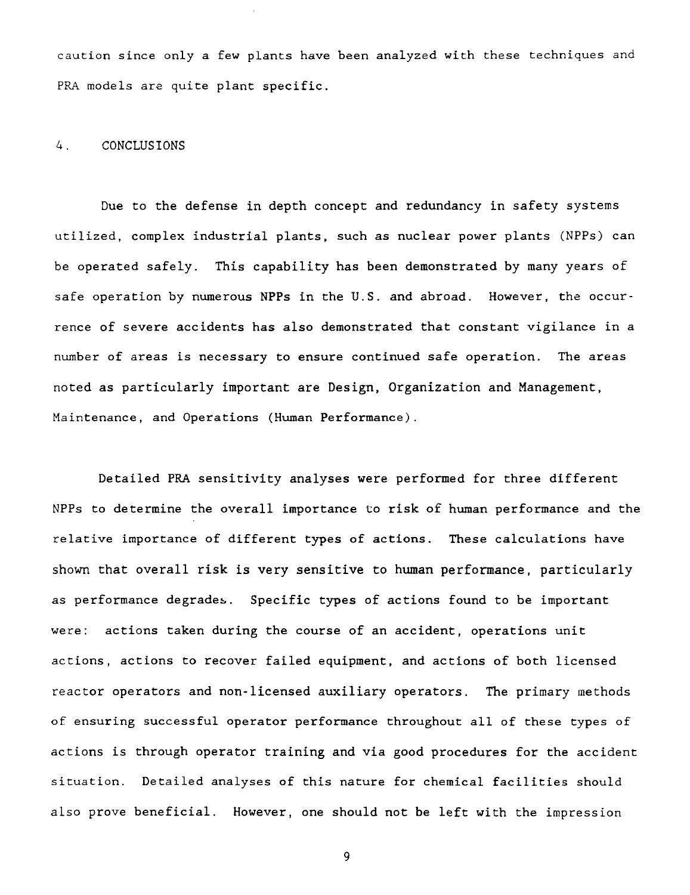caution since only a few plants have been analyzed with these techniques and PRA models are quite plant specific.

## 4. CONCLUSIONS

Due to the defense in depth concept and redundancy in safety systems utilized, complex industrial plants, such as nuclear power plants (NPPs) can be operated safely. This capability has been demonstrated by many years of safe operation by numerous NPPs in the U.S. and abroad. However, the occurrence of severe accidents has also demonstrated that constant vigilance in a number of areas is necessary to ensure continued safe operation. The areas noted as particularly important are Design, Organization and Management, Maintenance, and Operations (Human Performance).

Detailed PRA sensitivity analyses were performed for three different NPPs to determine the overall importance to risk of human performance and the relative importance of different types of actions. These calculations have shown that overall risk is very sensitive to human performance, particularly as performance degrades. Specific types of actions found to be important were: actions taken during the course of an accident, operations unit actions, actions to recover failed equipment, and actions of both licensed reactor operators and non-licensed auxiliary operators. The primary methods of ensuring successful operator performance throughout all of these types of actions is through operator training and via good procedures for the accident situation. Detailed analyses of this nature for chemical facilities should also prove beneficial. However, one should not be left with the impression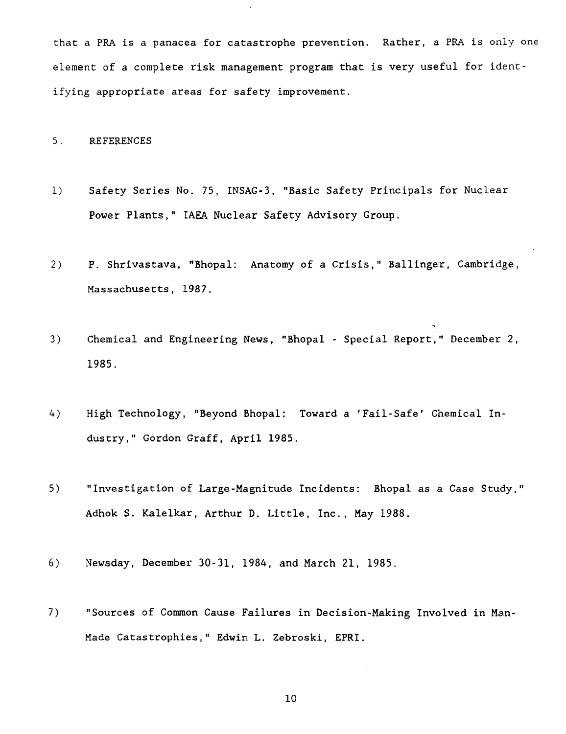that a PRA is a panacea for catastrophe prevention. Rather, a PRA is only one element of a complete risk management program that is very useful for identifying appropriate areas for safety improvement.

## 5. REFERENCES

1) Safety Series No. 75, INSAG-3, "Basic Safety Principals for Nuclear Power Plants," IAEA Nuclear Safety Advisory Group.

2) P. Shrivastava, "Bhopal: Anatomy of a Crisis," Ballinger, Cambridge, Massachusetts, 1987.

3) Chemical and Engineering News, "Bhopal - Special Report," December 2, 1985.

4) High Technology, "Beyond Bhopal: Toward a 'Fail-Safe' Chemical Industry," Gordon Graff, April 1985.

5) "Investigation of Large-Magnitude Incidents: Bhopal as a Case Study," Adhok S. Kalelkar, Arthur D. Little, Inc., May 1988.

6) Newsday, December 30-31, 1984, and March 21, 1985.

7) "Sources of Common Cause Failures in Decision-Making Involved in Man-Made Catastrophies," Edwin L. Zebroski, EPRI.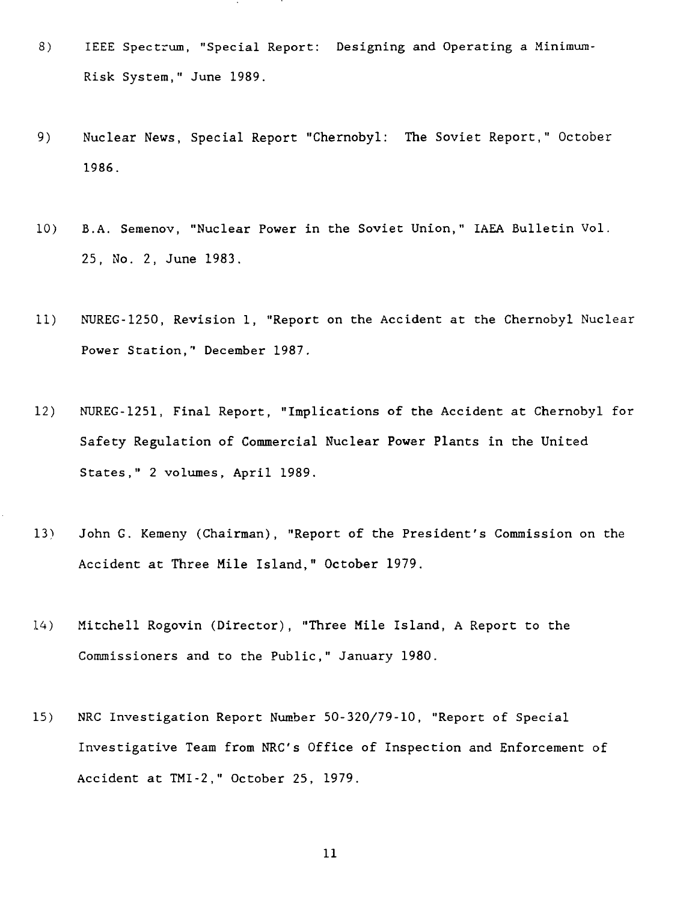8) IEEE Spectrum, "Special Report: Designing and Operating a Minimum-Risk System," June 1989.

9) Nuclear News, Special Report "Chernobyl: The Soviet Report," October 1986.

10) B.A. Semenov, "Nuclear Power in the Soviet Union," IAEA Bulletin Vol. 25, No. 2, June 1983.

11) NUREG-1250, Revision 1, "Report on the Accident at the Chernobyl Nuclear Power Station," December 1987.

12) NUREG-1251, Final Report, "Implications of the Accident at Chernobyl for Safety Regulation of Commercial Nuclear Power Plants in the United States," 2 volumes, April 1989.

13) John G. Kemeny (Chairman), "Report of the President's Commission on the Accident at Three Mile Island," October 1979.

14) Mitchell Rogovin (Director), "Three Mile Island, A Report to the Commissioners and to the Public," January 1980.

15) NRC Investigation Report Number 50-320/79-10, "Report of Special Investigative Team from NRC's Office of Inspection and Enforcement of Accident at TMI-2," October 25, 1979.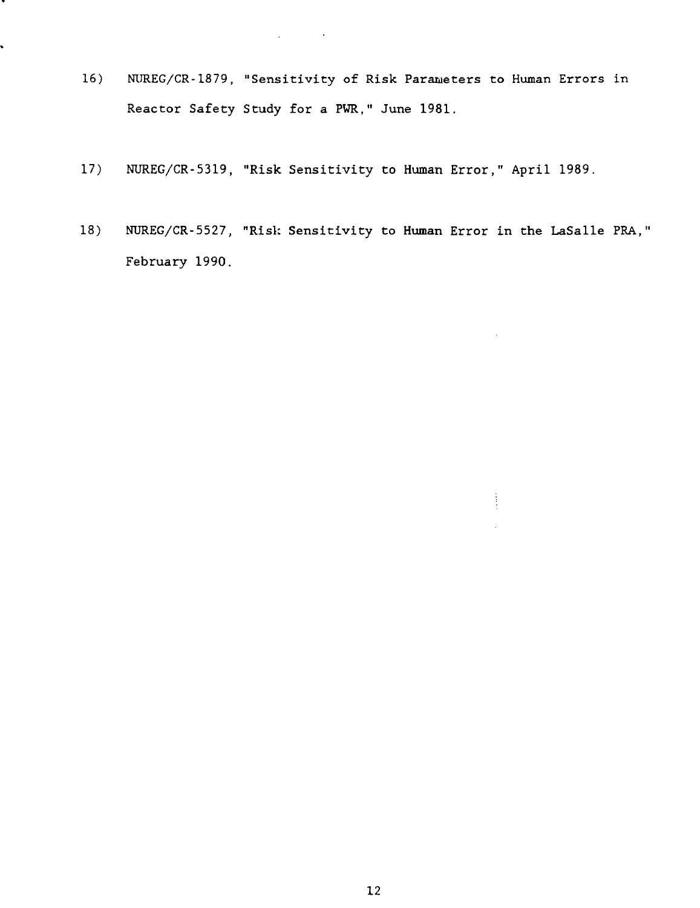16) NUREG/CR-1879, "Sensitivity of Risk Parameters to Human Errors in Reactor Safety Study for a PWR," June 1981.

17) NUREG/CR-5319, "Risk Sensitivity to Human Error," April 1989.

18) NUREG/CR-5527, "Risk Sensitivity to Human Error in the LaSalle PRA," February 1990.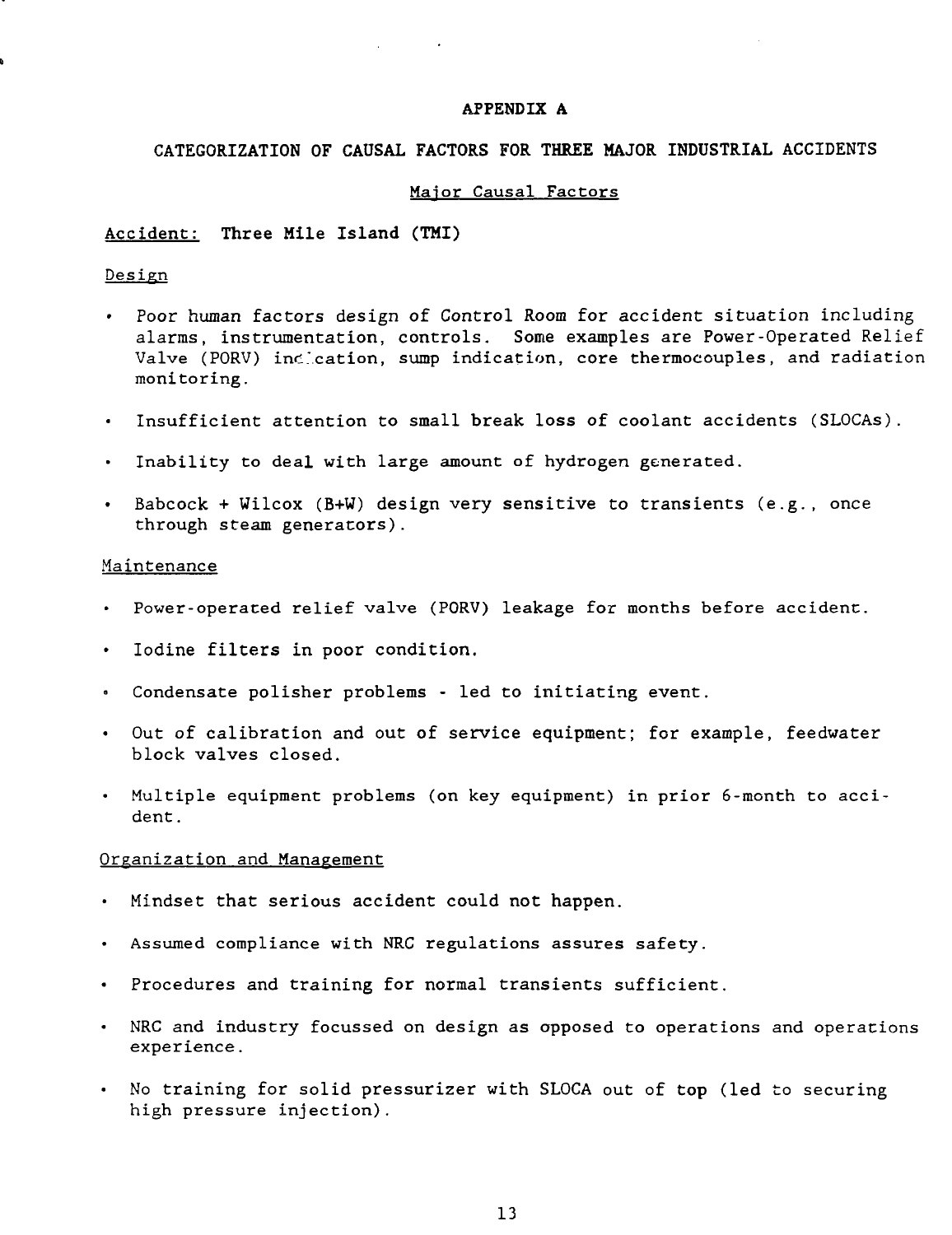## APPENDIX A

## CATEGORIZATION OF CAUSAL FACTORS FOR THREE MAJOR INDUSTRIAL ACCIDENTS

### Major Causal Factors

Accident: **Three Mile Island (TMI)**

Design

- Poor human factors design of Control Room for accident situation including alarms, instrumentation, controls. Some examples are Power-Operated Relief Valve (PORV) indication, sump indication, core thermocouples, and radiation monitoring.
- Insufficient attention to small break loss of coolant accidents (SLOCAs).
- Inability to deal with large amount of hydrogen generated.
- Babcock + Wilcox (B+W) design very sensitive to transients (e.g., once through steam generators).

Maintenance

- Power-operated relief valve (PORV) leakage for months before accident.
- Iodine filters in poor condition.
- Condensate polisher problems - led to initiating event.
- Out of calibration and out of service equipment; for example, feedwater block valves closed.
- Multiple equipment problems (on key equipment) in prior 6-month to accident.

Organization and Management

- Mindset that serious accident could not happen.
- Assumed compliance with NRC regulations assures safety.
- Procedures and training for normal transients sufficient.
- NRC and industry focussed on design as opposed to operations and operations experience.
- No training for solid pressurizer with SLOCA out of top (led to securing high pressure injection).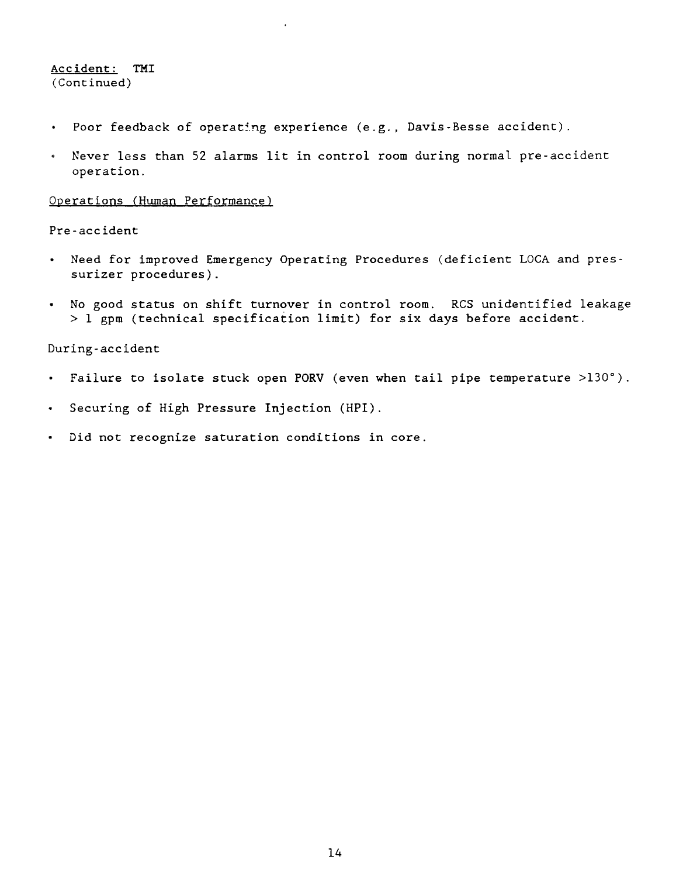<u>Accident:</u> TMI
(Continued)

- Poor feedback of operating experience (e.g., Davis-Besse accident).
- Never less than 52 alarms lit in control room during normal pre-accident operation.

<u>Operations (Human Performance)</u>

Pre-accident

- Need for improved Emergency Operating Procedures (deficient LOCA and pressurizer procedures).
- No good status on shift turnover in control room. RCS unidentified leakage > 1 gpm (technical specification limit) for six days before accident.

During-accident

- Failure to isolate stuck open PORV (even when tail pipe temperature >130°).
- Securing of High Pressure Injection (HPI).
- Did not recognize saturation conditions in core.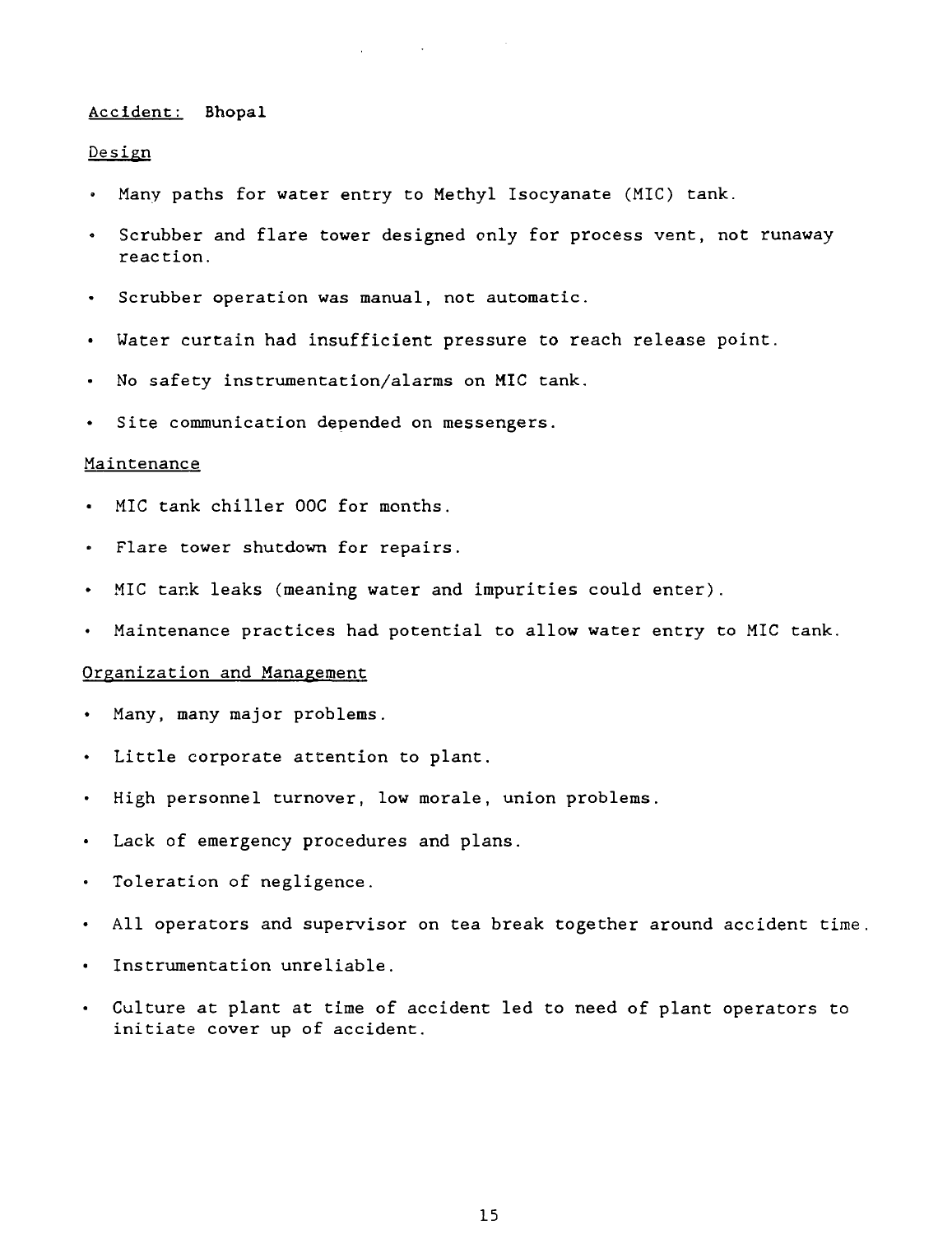Accident: Bhopal

Design

- Many paths for water entry to Methyl Isocyanate (MIC) tank.
- Scrubber and flare tower designed only for process vent, not runaway reaction.
- Scrubber operation was manual, not automatic.
- Water curtain had insufficient pressure to reach release point.
- No safety instrumentation/alarms on MIC tank.
- Site communication depended on messengers.

Maintenance

- MIC tank chiller OOC for months.
- Flare tower shutdown for repairs.
- MIC tank leaks (meaning water and impurities could enter).
- Maintenance practices had potential to allow water entry to MIC tank.

Organization and Management

- Many, many major problems.
- Little corporate attention to plant.
- High personnel turnover, low morale, union problems.
- Lack of emergency procedures and plans.
- Toleration of negligence.
- All operators and supervisor on tea break together around accident time.
- Instrumentation unreliable.
- Culture at plant at time of accident led to need of plant operators to initiate cover up of accident.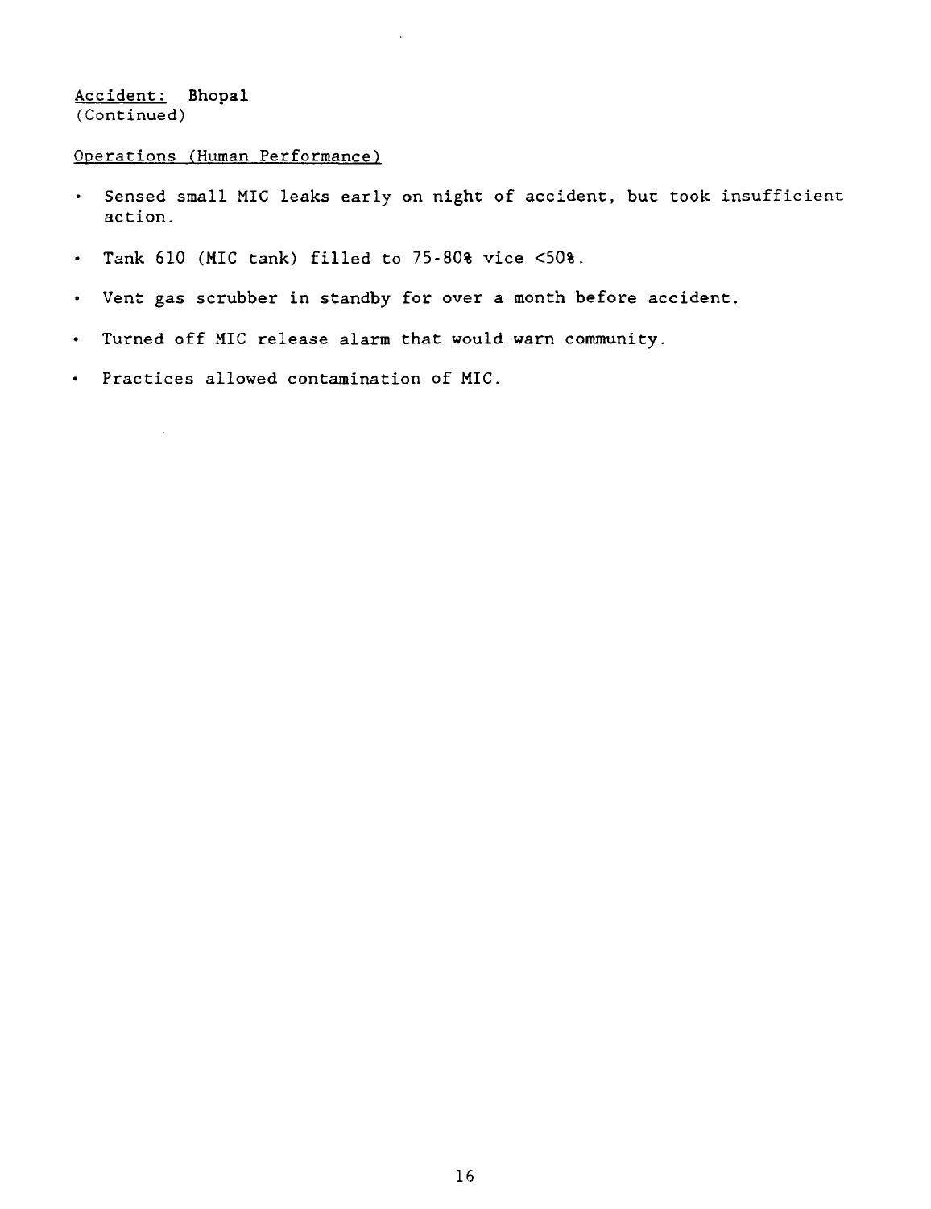Accident: Bhopal
(Continued)

Operations (Human Performance)

- Sensed small MIC leaks early on night of accident, but took insufficient action.
- Tank 610 (MIC tank) filled to 75-80% vice <50%.
- Vent gas scrubber in standby for over a month before accident.
- Turned off MIC release alarm that would warn community.
- Practices allowed contamination of MIC.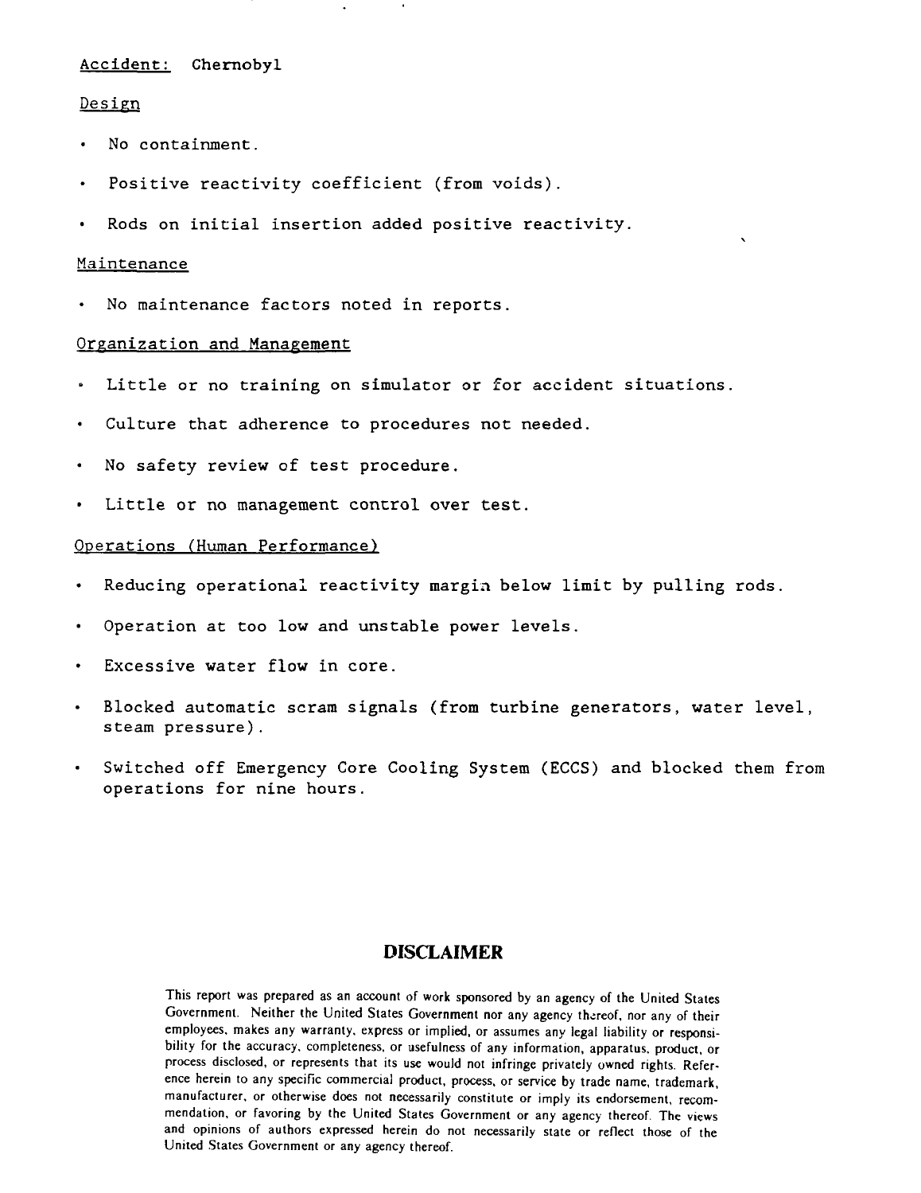Accident: Chernobyl

Design

- No containment.
- Positive reactivity coefficient (from voids).
- Rods on initial insertion added positive reactivity.

Maintenance

- No maintenance factors noted in reports.

Organization and Management

- Little or no training on simulator or for accident situations.
- Culture that adherence to procedures not needed.
- No safety review of test procedure.
- Little or no management control over test.

Operations (Human Performance)

- Reducing operational reactivity margin below limit by pulling rods.
- Operation at too low and unstable power levels.
- Excessive water flow in core.
- Blocked automatic scram signals (from turbine generators, water level, steam pressure).
- Switched off Emergency Core Cooling System (ECCS) and blocked them from operations for nine hours.

## DISCLAIMER

This report was prepared as an account of work sponsored by an agency of the United States Government. Neither the United States Government nor any agency thereof, nor any of their employees, makes any warranty, express or implied, or assumes any legal liability or responsibility for the accuracy, completeness, or usefulness of any information, apparatus, product, or process disclosed, or represents that its use would not infringe privately owned rights. Reference herein to any specific commercial product, process, or service by trade name, trademark, manufacturer, or otherwise does not necessarily constitute or imply its endorsement, recommendation, or favoring by the United States Government or any agency thereof. The views and opinions of authors expressed herein do not necessarily state or reflect those of the United States Government or any agency thereof.